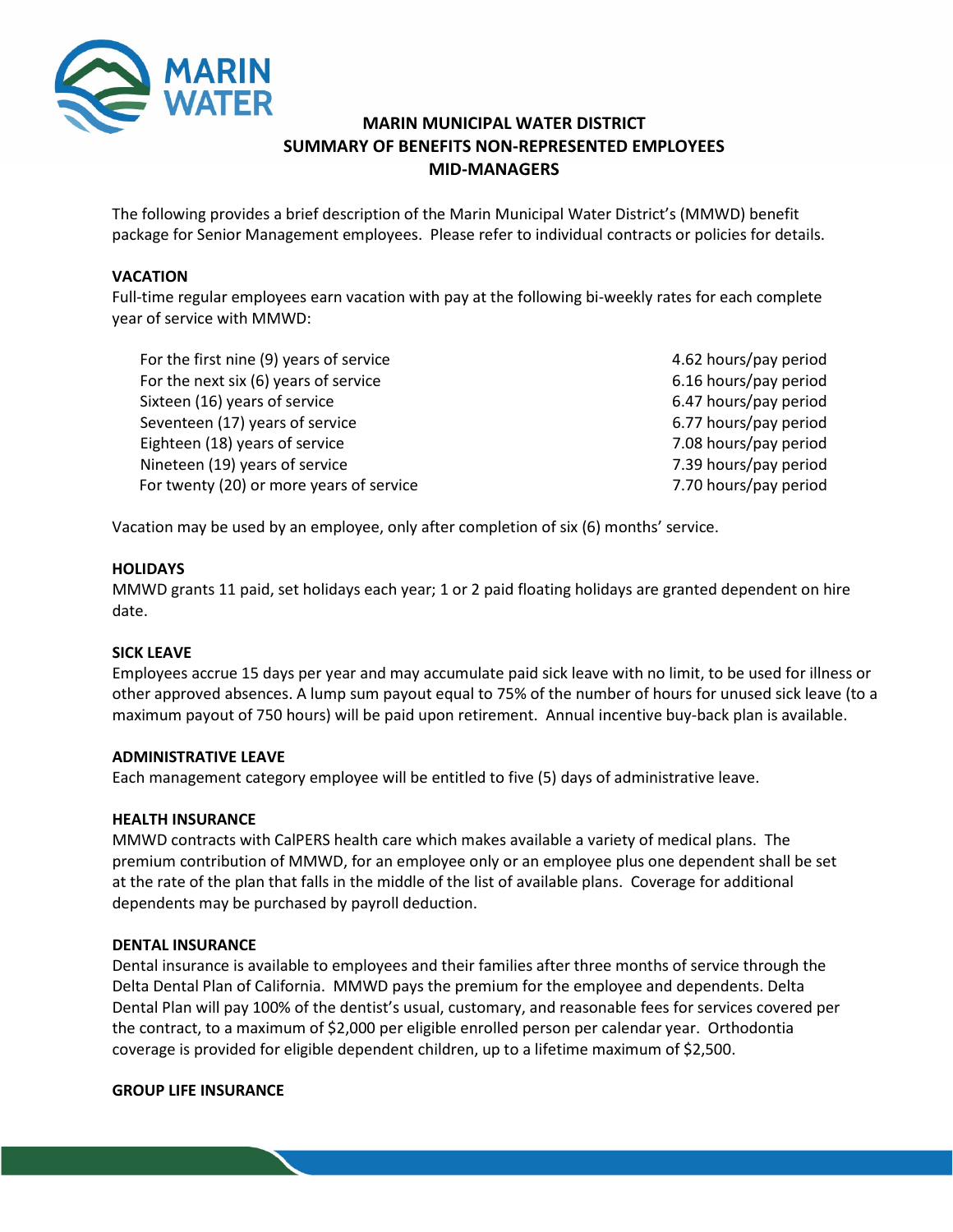# MARIN MUNICIPAL WATER DISTRICT
## SUMMARY OF BENEFITS NON-REPRESENTED EMPLOYEES
## MID-MANAGERS

The following provides a brief description of the Marin Municipal Water District's (MMWD) benefit package for Senior Management employees. Please refer to individual contracts or policies for details.

### VACATION

Full-time regular employees earn vacation with pay at the following bi-weekly rates for each complete year of service with MMWD:

| | |
|---|---|
| For the first nine (9) years of service | 4.62 hours/pay period |
| For the next six (6) years of service | 6.16 hours/pay period |
| Sixteen (16) years of service | 6.47 hours/pay period |
| Seventeen (17) years of service | 6.77 hours/pay period |
| Eighteen (18) years of service | 7.08 hours/pay period |
| Nineteen (19) years of service | 7.39 hours/pay period |
| For twenty (20) or more years of service | 7.70 hours/pay period |

Vacation may be used by an employee, only after completion of six (6) months' service.

### HOLIDAYS

MMWD grants 11 paid, set holidays each year; 1 or 2 paid floating holidays are granted dependent on hire date.

### SICK LEAVE

Employees accrue 15 days per year and may accumulate paid sick leave with no limit, to be used for illness or other approved absences. A lump sum payout equal to 75% of the number of hours for unused sick leave (to a maximum payout of 750 hours) will be paid upon retirement. Annual incentive buy-back plan is available.

### ADMINISTRATIVE LEAVE

Each management category employee will be entitled to five (5) days of administrative leave.

### HEALTH INSURANCE

MMWD contracts with CalPERS health care which makes available a variety of medical plans. The premium contribution of MMWD, for an employee only or an employee plus one dependent shall be set at the rate of the plan that falls in the middle of the list of available plans. Coverage for additional dependents may be purchased by payroll deduction.

### DENTAL INSURANCE

Dental insurance is available to employees and their families after three months of service through the Delta Dental Plan of California. MMWD pays the premium for the employee and dependents. Delta Dental Plan will pay 100% of the dentist's usual, customary, and reasonable fees for services covered per the contract, to a maximum of $2,000 per eligible enrolled person per calendar year. Orthodontia coverage is provided for eligible dependent children, up to a lifetime maximum of $2,500.

### GROUP LIFE INSURANCE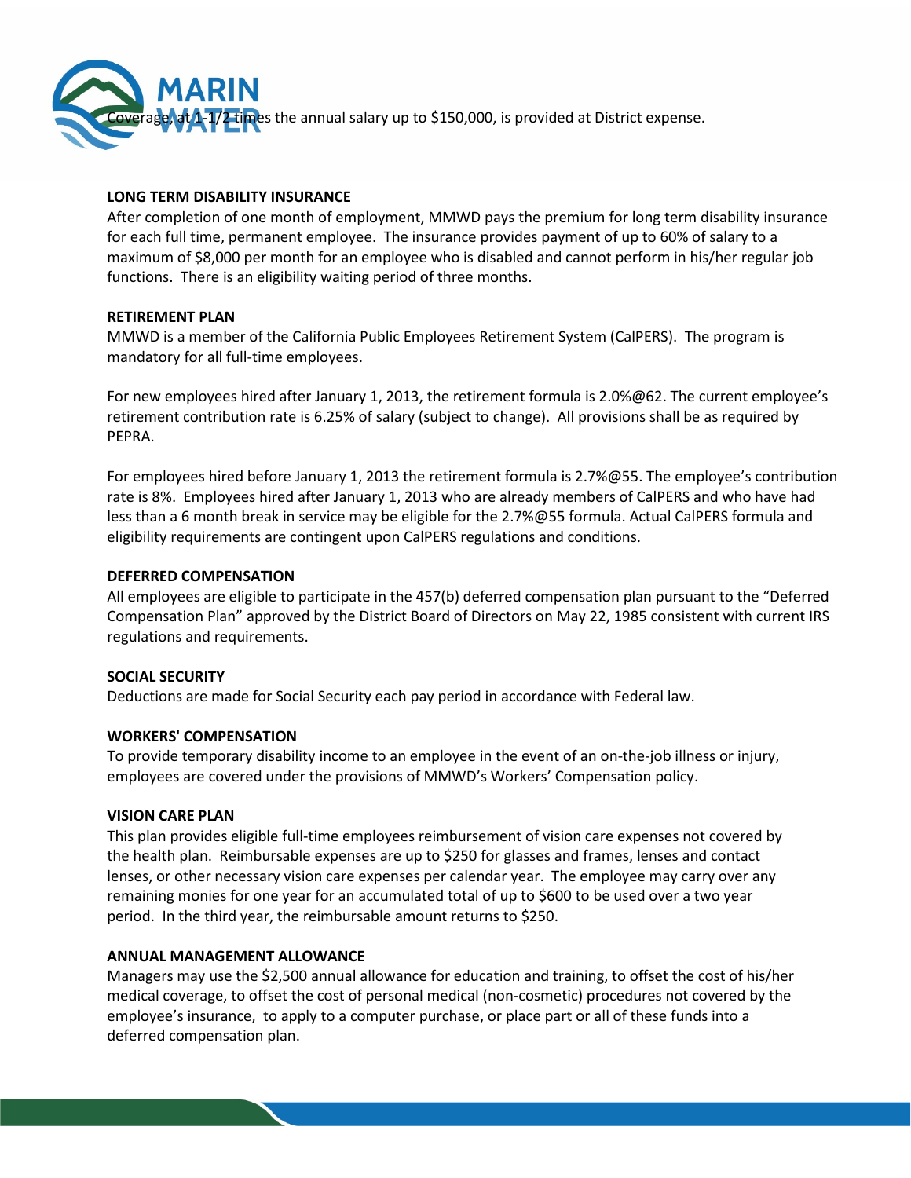Coverage, at 1-1/2 times the annual salary up to $150,000, is provided at District expense.

**LONG TERM DISABILITY INSURANCE**
After completion of one month of employment, MMWD pays the premium for long term disability insurance for each full time, permanent employee. The insurance provides payment of up to 60% of salary to a maximum of $8,000 per month for an employee who is disabled and cannot perform in his/her regular job functions. There is an eligibility waiting period of three months.

**RETIREMENT PLAN**
MMWD is a member of the California Public Employees Retirement System (CalPERS). The program is mandatory for all full-time employees.

For new employees hired after January 1, 2013, the retirement formula is 2.0%@62. The current employee's retirement contribution rate is 6.25% of salary (subject to change). All provisions shall be as required by PEPRA.

For employees hired before January 1, 2013 the retirement formula is 2.7%@55. The employee's contribution rate is 8%. Employees hired after January 1, 2013 who are already members of CalPERS and who have had less than a 6 month break in service may be eligible for the 2.7%@55 formula. Actual CalPERS formula and eligibility requirements are contingent upon CalPERS regulations and conditions.

**DEFERRED COMPENSATION**
All employees are eligible to participate in the 457(b) deferred compensation plan pursuant to the "Deferred Compensation Plan" approved by the District Board of Directors on May 22, 1985 consistent with current IRS regulations and requirements.

**SOCIAL SECURITY**
Deductions are made for Social Security each pay period in accordance with Federal law.

**WORKERS' COMPENSATION**
To provide temporary disability income to an employee in the event of an on-the-job illness or injury, employees are covered under the provisions of MMWD's Workers' Compensation policy.

**VISION CARE PLAN**
This plan provides eligible full-time employees reimbursement of vision care expenses not covered by the health plan. Reimbursable expenses are up to $250 for glasses and frames, lenses and contact lenses, or other necessary vision care expenses per calendar year. The employee may carry over any remaining monies for one year for an accumulated total of up to $600 to be used over a two year period. In the third year, the reimbursable amount returns to $250.

**ANNUAL MANAGEMENT ALLOWANCE**
Managers may use the $2,500 annual allowance for education and training, to offset the cost of his/her medical coverage, to offset the cost of personal medical (non-cosmetic) procedures not covered by the employee's insurance, to apply to a computer purchase, or place part or all of these funds into a deferred compensation plan.